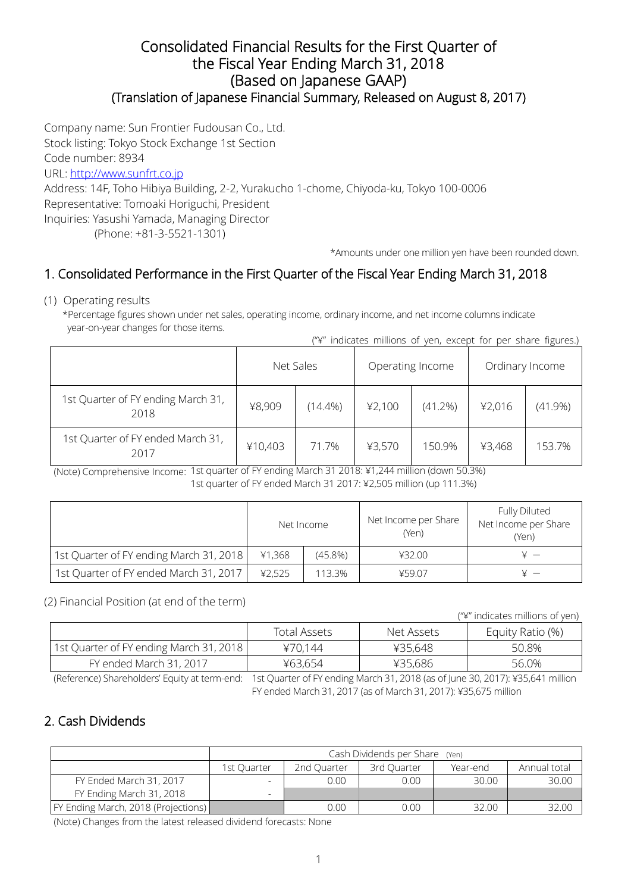# Consolidated Financial Results for the First Quarter of the Fiscal Year Ending March 31, 2018 (Based on Japanese GAAP)

## (Translation of Japanese Financial Summary, Released on August 8, 2017)

Company name: Sun Frontier Fudousan Co., Ltd.
Stock listing: Tokyo Stock Exchange 1st Section
Code number: 8934
URL: http://www.sunfrt.co.jp
Address: 14F, Toho Hibiya Building, 2-2, Yurakucho 1-chome, Chiyoda-ku, Tokyo 100-0006
Representative: Tomoaki Horiguchi, President
Inquiries: Yasushi Yamada, Managing Director
(Phone: +81-3-5521-1301)

*Amounts under one million yen have been rounded down.

## 1. Consolidated Performance in the First Quarter of the Fiscal Year Ending March 31, 2018

(1) Operating results

*Percentage figures shown under net sales, operating income, ordinary income, and net income columns indicate year-on-year changes for those items.

("¥" indicates millions of yen, except for per share figures.)

| | Net Sales | | Operating Income | | Ordinary Income | |
|---|---|---|---|---|---|---|
| 1st Quarter of FY ending March 31, 2018 | ¥8,909 | (14.4%) | ¥2,100 | (41.2%) | ¥2,016 | (41.9%) |
| 1st Quarter of FY ended March 31, 2017 | ¥10,403 | 71.7% | ¥3,570 | 150.9% | ¥3,468 | 153.7% |

(Note) Comprehensive Income: 1st quarter of FY ending March 31 2018: ¥1,244 million (down 50.3%)
1st quarter of FY ended March 31 2017: ¥2,505 million (up 111.3%)

| | Net Income | | Net Income per Share (Yen) | Fully Diluted Net Income per Share (Yen) |
|---|---|---|---|---|
| 1st Quarter of FY ending March 31, 2018 | ¥1,368 | (45.8%) | ¥32.00 | ¥ － |
| 1st Quarter of FY ended March 31, 2017 | ¥2,525 | 113.3% | ¥59.07 | ¥ － |

(2) Financial Position (at end of the term)

("¥" indicates millions of yen)

| | Total Assets | Net Assets | Equity Ratio (%) |
|---|---|---|---|
| 1st Quarter of FY ending March 31, 2018 | ¥70,144 | ¥35,648 | 50.8% |
| FY ended March 31, 2017 | ¥63,654 | ¥35,686 | 56.0% |

(Reference) Shareholders' Equity at term-end: 1st Quarter of FY ending March 31, 2018 (as of June 30, 2017): ¥35,641 million
FY ended March 31, 2017 (as of March 31, 2017): ¥35,675 million

## 2. Cash Dividends

| | Cash Dividends per Share (Yen) | | | | |
|---|---|---|---|---|---|
| | 1st Quarter | 2nd Quarter | 3rd Quarter | Year-end | Annual total |
| FY Ended March 31, 2017 | - | 0.00 | 0.00 | 30.00 | 30.00 |
| FY Ending March 31, 2018 | - | | | | |
| FY Ending March, 2018 (Projections) | | 0.00 | 0.00 | 32.00 | 32.00 |

(Note) Changes from the latest released dividend forecasts: None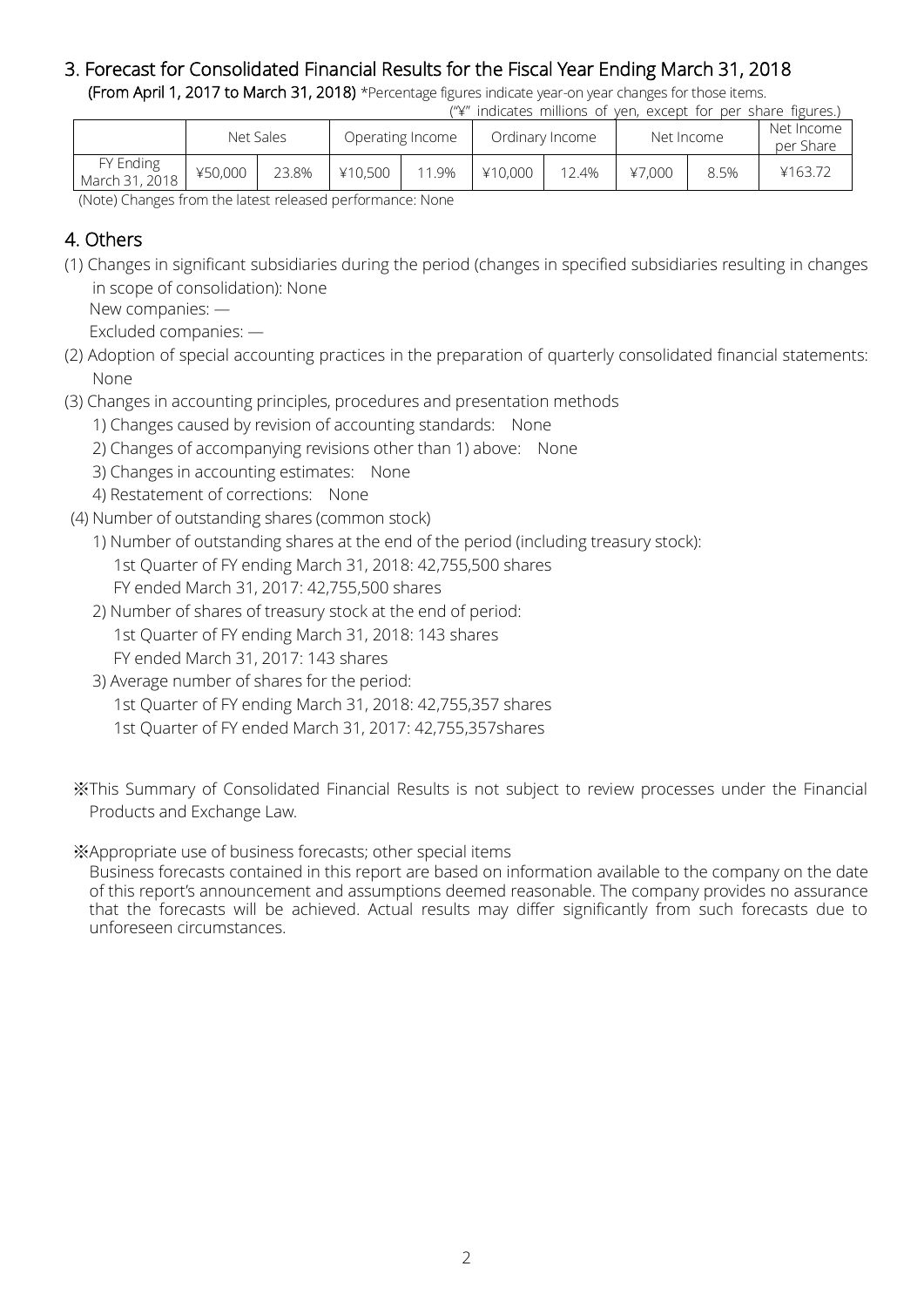## 3. Forecast for Consolidated Financial Results for the Fiscal Year Ending March 31, 2018

**(From April 1, 2017 to March 31, 2018)** *Percentage figures indicate year-on year changes for those items.

("¥" indicates millions of yen, except for per share figures.)

| | Net Sales | | Operating Income | | Ordinary Income | | Net Income | | Net Income per Share |
|---|---|---|---|---|---|---|---|---|---|
| FY Ending March 31, 2018 | ¥50,000 | 23.8% | ¥10,500 | 11.9% | ¥10,000 | 12.4% | ¥7,000 | 8.5% | ¥163.72 |

(Note) Changes from the latest released performance: None

## 4. Others

(1) Changes in significant subsidiaries during the period (changes in specified subsidiaries resulting in changes in scope of consolidation): None

New companies: —

Excluded companies: —

(2) Adoption of special accounting practices in the preparation of quarterly consolidated financial statements: None

(3) Changes in accounting principles, procedures and presentation methods

1) Changes caused by revision of accounting standards: None

2) Changes of accompanying revisions other than 1) above: None

3) Changes in accounting estimates: None

4) Restatement of corrections: None

(4) Number of outstanding shares (common stock)

1) Number of outstanding shares at the end of the period (including treasury stock):

1st Quarter of FY ending March 31, 2018: 42,755,500 shares

FY ended March 31, 2017: 42,755,500 shares

2) Number of shares of treasury stock at the end of period:

1st Quarter of FY ending March 31, 2018: 143 shares

FY ended March 31, 2017: 143 shares

3) Average number of shares for the period:

1st Quarter of FY ending March 31, 2018: 42,755,357 shares

1st Quarter of FY ended March 31, 2017: 42,755,357shares

※This Summary of Consolidated Financial Results is not subject to review processes under the Financial Products and Exchange Law.

※Appropriate use of business forecasts; other special items

Business forecasts contained in this report are based on information available to the company on the date of this report's announcement and assumptions deemed reasonable. The company provides no assurance that the forecasts will be achieved. Actual results may differ significantly from such forecasts due to unforeseen circumstances.